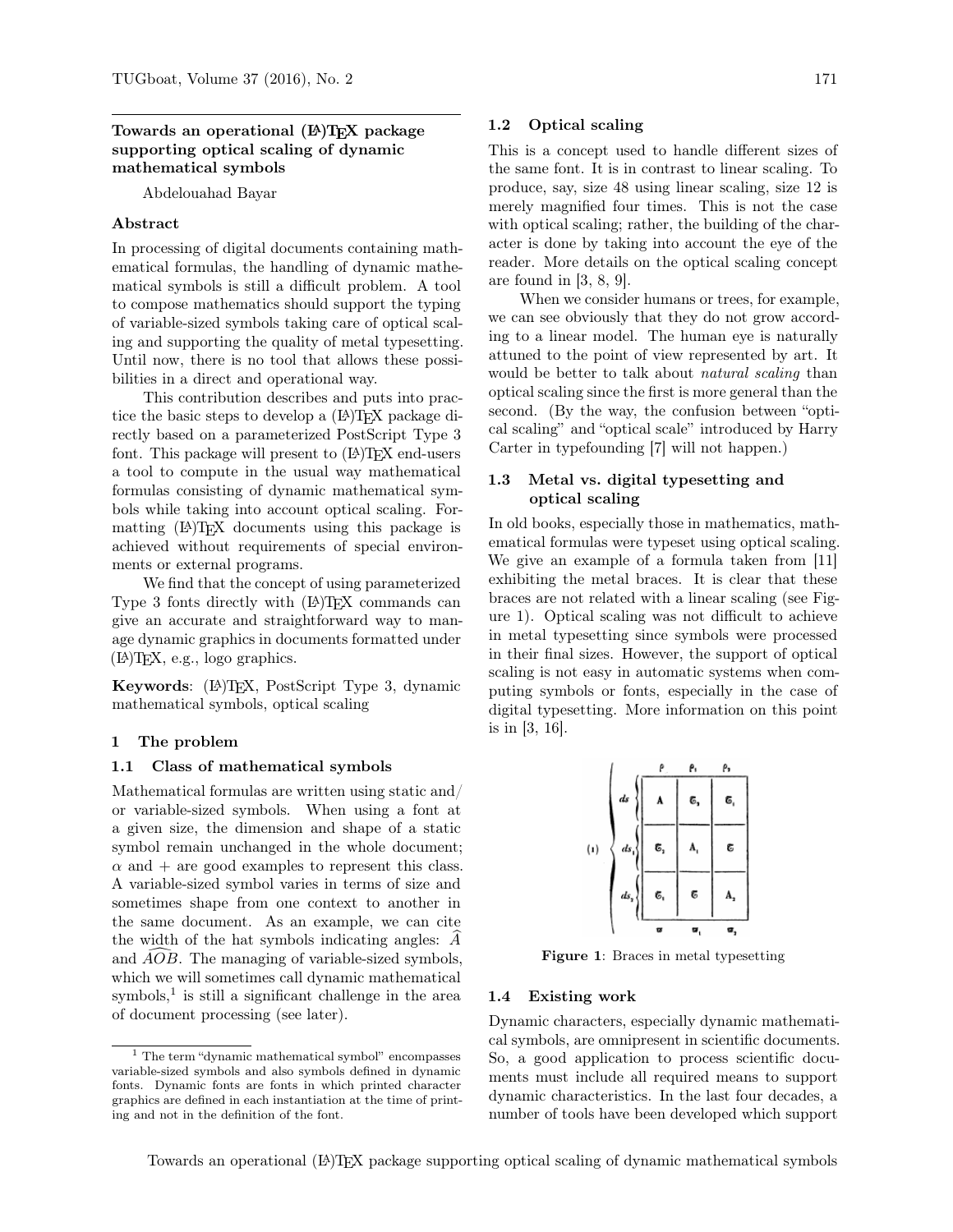# Towards an operational (LA)TEX package supporting optical scaling of dynamic mathematical symbols

Abdelouahad Bayar

## Abstract

In processing of digital documents containing mathematical formulas, the handling of dynamic mathematical symbols is still a difficult problem. A tool to compose mathematics should support the typing of variable-sized symbols taking care of optical scaling and supporting the quality of metal typesetting. Until now, there is no tool that allows these possibilities in a direct and operational way.

This contribution describes and puts into practice the basic steps to develop a (LA)TEX package directly based on a parameterized PostScript Type 3 font. This package will present to (LA)TEX end-users a tool to compute in the usual way mathematical formulas consisting of dynamic mathematical symbols while taking into account optical scaling. Formatting (LA)TEX documents using this package is achieved without requirements of special environments or external programs.

We find that the concept of using parameterized Type 3 fonts directly with (LA)TEX commands can give an accurate and straightforward way to manage dynamic graphics in documents formatted under (LA)TEX, e.g., logo graphics.

**Keywords**: (LA)TEX, PostScript Type 3, dynamic mathematical symbols, optical scaling

## 1 The problem

### 1.1 Class of mathematical symbols

Mathematical formulas are written using static and/or variable-sized symbols. When using a font at a given size, the dimension and shape of a static symbol remain unchanged in the whole document; $\alpha$ and $+$ are good examples to represent this class. A variable-sized symbol varies in terms of size and sometimes shape from one context to another in the same document. As an example, we can cite the width of the hat symbols indicating angles: $\widehat{A}$ and $\widehat{AOB}$. The managing of variable-sized symbols, which we will sometimes call dynamic mathematical symbols,[1] is still a significant challenge in the area of document processing (see later).

[1] The term "dynamic mathematical symbol" encompasses variable-sized symbols and also symbols defined in dynamic fonts. Dynamic fonts are fonts in which printed character graphics are defined in each instantiation at the time of printing and not in the definition of the font.

### 1.2 Optical scaling

This is a concept used to handle different sizes of the same font. It is in contrast to linear scaling. To produce, say, size 48 using linear scaling, size 12 is merely magnified four times. This is not the case with optical scaling; rather, the building of the character is done by taking into account the eye of the reader. More details on the optical scaling concept are found in [3, 8, 9].

When we consider humans or trees, for example, we can see obviously that they do not grow according to a linear model. The human eye is naturally attuned to the point of view represented by art. It would be better to talk about *natural scaling* than optical scaling since the first is more general than the second. (By the way, the confusion between "optical scaling" and "optical scale" introduced by Harry Carter in typefounding [7] will not happen.)

### 1.3 Metal vs. digital typesetting and optical scaling

In old books, especially those in mathematics, mathematical formulas were typeset using optical scaling. We give an example of a formula taken from [11] exhibiting the metal braces. It is clear that these braces are not related with a linear scaling (see Figure 1). Optical scaling was not difficult to achieve in metal typesetting since symbols were processed in their final sizes. However, the support of optical scaling is not easy in automatic systems when computing symbols or fonts, especially in the case of digital typesetting. More information on this point is in [3, 16].

**Figure 1**: Braces in metal typesetting

### 1.4 Existing work

Dynamic characters, especially dynamic mathematical symbols, are omnipresent in scientific documents. So, a good application to process scientific documents must include all required means to support dynamic characteristics. In the last four decades, a number of tools have been developed which support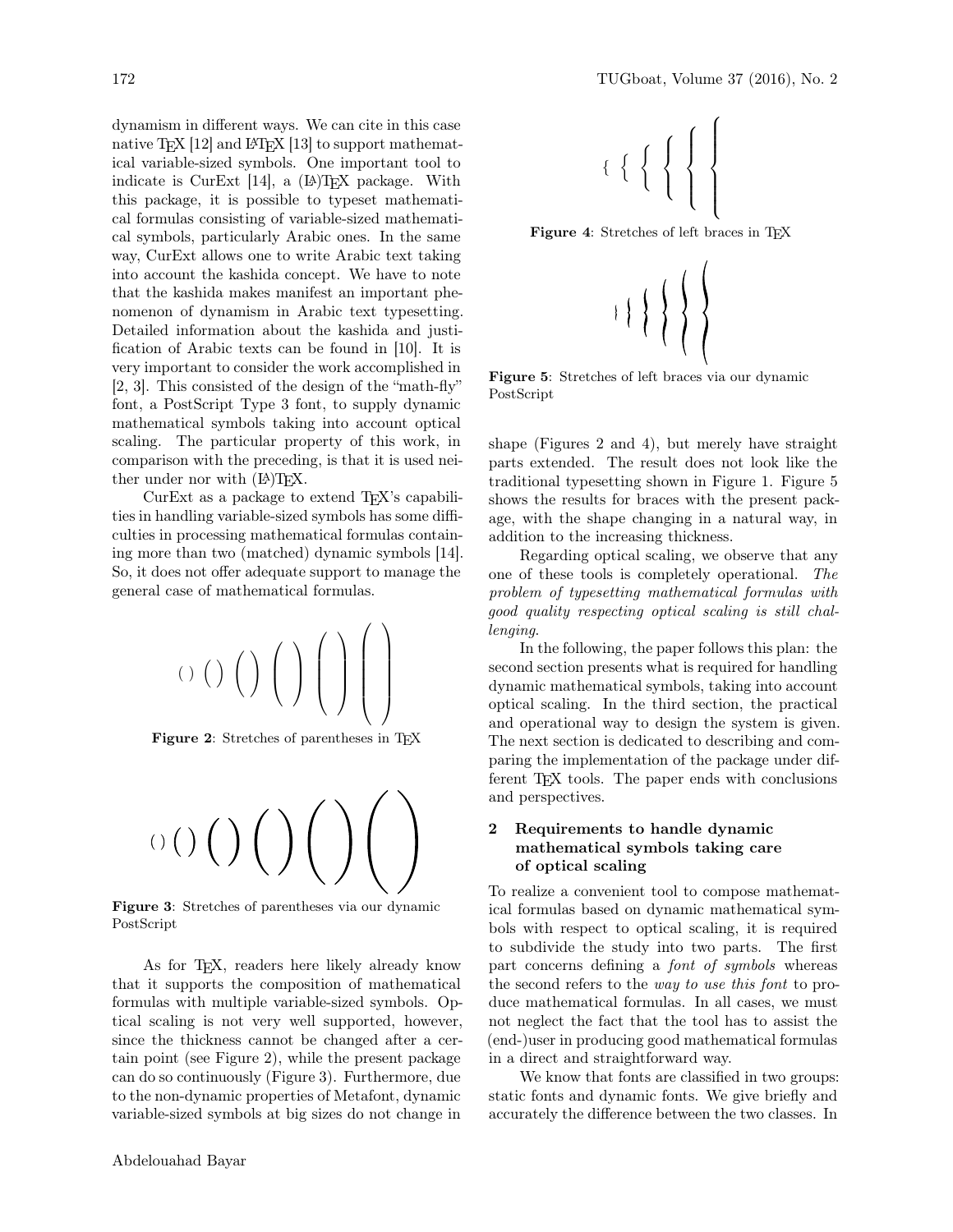dynamism in different ways. We can cite in this case native TEX [12] and LATEX [13] to support mathematical variable-sized symbols. One important tool to indicate is CurExt [14], a (LA)TEX package. With this package, it is possible to typeset mathematical formulas consisting of variable-sized mathematical symbols, particularly Arabic ones. In the same way, CurExt allows one to write Arabic text taking into account the kashida concept. We have to note that the kashida makes manifest an important phenomenon of dynamism in Arabic text typesetting. Detailed information about the kashida and justification of Arabic texts can be found in [10]. It is very important to consider the work accomplished in [2, 3]. This consisted of the design of the "math-fly" font, a PostScript Type 3 font, to supply dynamic mathematical symbols taking into account optical scaling. The particular property of this work, in comparison with the preceding, is that it is used neither under nor with (LA)TEX.

CurExt as a package to extend TEX's capabilities in handling variable-sized symbols has some difficulties in processing mathematical formulas containing more than two (matched) dynamic symbols [14]. So, it does not offer adequate support to manage the general case of mathematical formulas.

**Figure 2**: Stretches of parentheses in TEX

**Figure 3**: Stretches of parentheses via our dynamic PostScript

As for TEX, readers here likely already know that it supports the composition of mathematical formulas with multiple variable-sized symbols. Optical scaling is not very well supported, however, since the thickness cannot be changed after a certain point (see Figure 2), while the present package can do so continuously (Figure 3). Furthermore, due to the non-dynamic properties of Metafont, dynamic variable-sized symbols at big sizes do not change in

**Figure 4**: Stretches of left braces in TEX

**Figure 5**: Stretches of left braces via our dynamic PostScript

shape (Figures 2 and 4), but merely have straight parts extended. The result does not look like the traditional typesetting shown in Figure 1. Figure 5 shows the results for braces with the present package, with the shape changing in a natural way, in addition to the increasing thickness.

Regarding optical scaling, we observe that any one of these tools is completely operational. *The problem of typesetting mathematical formulas with good quality respecting optical scaling is still challenging.*

In the following, the paper follows this plan: the second section presents what is required for handling dynamic mathematical symbols, taking into account optical scaling. In the third section, the practical and operational way to design the system is given. The next section is dedicated to describing and comparing the implementation of the package under different TEX tools. The paper ends with conclusions and perspectives.

## 2 Requirements to handle dynamic mathematical symbols taking care of optical scaling

To realize a convenient tool to compose mathematical formulas based on dynamic mathematical symbols with respect to optical scaling, it is required to subdivide the study into two parts. The first part concerns defining a *font of symbols* whereas the second refers to the *way to use this font* to produce mathematical formulas. In all cases, we must not neglect the fact that the tool has to assist the (end-)user in producing good mathematical formulas in a direct and straightforward way.

We know that fonts are classified in two groups: static fonts and dynamic fonts. We give briefly and accurately the difference between the two classes. In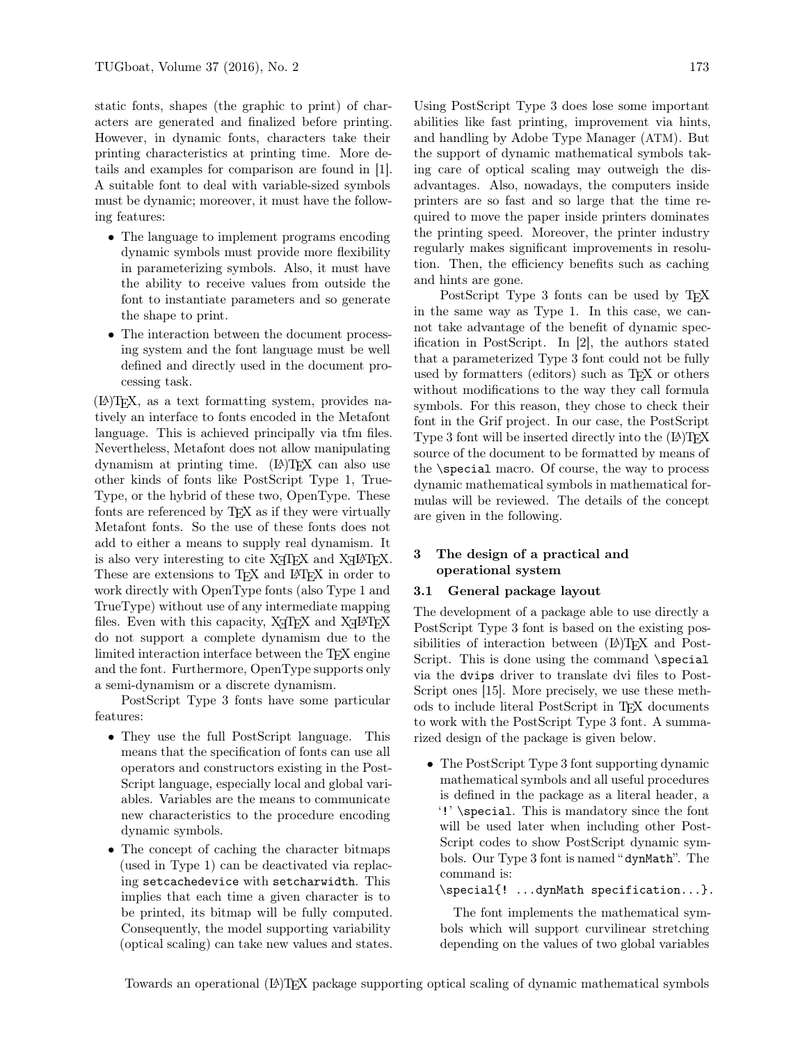static fonts, shapes (the graphic to print) of characters are generated and finalized before printing. However, in dynamic fonts, characters take their printing characteristics at printing time. More details and examples for comparison are found in [1]. A suitable font to deal with variable-sized symbols must be dynamic; moreover, it must have the following features:

- The language to implement programs encoding dynamic symbols must provide more flexibility in parameterizing symbols. Also, it must have the ability to receive values from outside the font to instantiate parameters and so generate the shape to print.
- The interaction between the document processing system and the font language must be well defined and directly used in the document processing task.

(LA)TeX, as a text formatting system, provides natively an interface to fonts encoded in the Metafont language. This is achieved principally via tfm files. Nevertheless, Metafont does not allow manipulating dynamism at printing time. (LA)TeX can also use other kinds of fonts like PostScript Type 1, TrueType, or the hybrid of these two, OpenType. These fonts are referenced by TeX as if they were virtually Metafont fonts. So the use of these fonts does not add to either a means to supply real dynamism. It is also very interesting to cite XeTeX and XeLaTeX. These are extensions to TeX and LaTeX in order to work directly with OpenType fonts (also Type 1 and TrueType) without use of any intermediate mapping files. Even with this capacity, XeTeX and XeLaTeX do not support a complete dynamism due to the limited interaction interface between the TeX engine and the font. Furthermore, OpenType supports only a semi-dynamism or a discrete dynamism.

PostScript Type 3 fonts have some particular features:

- They use the full PostScript language. This means that the specification of fonts can use all operators and constructors existing in the PostScript language, especially local and global variables. Variables are the means to communicate new characteristics to the procedure encoding dynamic symbols.
- The concept of caching the character bitmaps (used in Type 1) can be deactivated via replacing `setcachedevice` with `setcharwidth`. This implies that each time a given character is to be printed, its bitmap will be fully computed. Consequently, the model supporting variability (optical scaling) can take new values and states.

Using PostScript Type 3 does lose some important abilities like fast printing, improvement via hints, and handling by Adobe Type Manager (ATM). But the support of dynamic mathematical symbols taking care of optical scaling may outweigh the disadvantages. Also, nowadays, the computers inside printers are so fast and so large that the time required to move the paper inside printers dominates the printing speed. Moreover, the printer industry regularly makes significant improvements in resolution. Then, the efficiency benefits such as caching and hints are gone.

PostScript Type 3 fonts can be used by TeX in the same way as Type 1. In this case, we cannot take advantage of the benefit of dynamic specification in PostScript. In [2], the authors stated that a parameterized Type 3 font could not be fully used by formatters (editors) such as TeX or others without modifications to the way they call formula symbols. For this reason, they chose to check their font in the Grif project. In our case, the PostScript Type 3 font will be inserted directly into the (LA)TeX source of the document to be formatted by means of the `\special` macro. Of course, the way to process dynamic mathematical symbols in mathematical formulas will be reviewed. The details of the concept are given in the following.

## 3 The design of a practical and operational system

### 3.1 General package layout

The development of a package able to use directly a PostScript Type 3 font is based on the existing possibilities of interaction between (LA)TeX and PostScript. This is done using the command `\special` via the `dvips` driver to translate dvi files to PostScript ones [15]. More precisely, we use these methods to include literal PostScript in TeX documents to work with the PostScript Type 3 font. A summarized design of the package is given below.

- The PostScript Type 3 font supporting dynamic mathematical symbols and all useful procedures is defined in the package as a literal header, a '`!`' `\special`. This is mandatory since the font will be used later when including other PostScript codes to show PostScript dynamic symbols. Our Type 3 font is named "`dynMath`". The command is:

  `\special{! ...dynMath specification...}`.

  The font implements the mathematical symbols which will support curvilinear stretching depending on the values of two global variables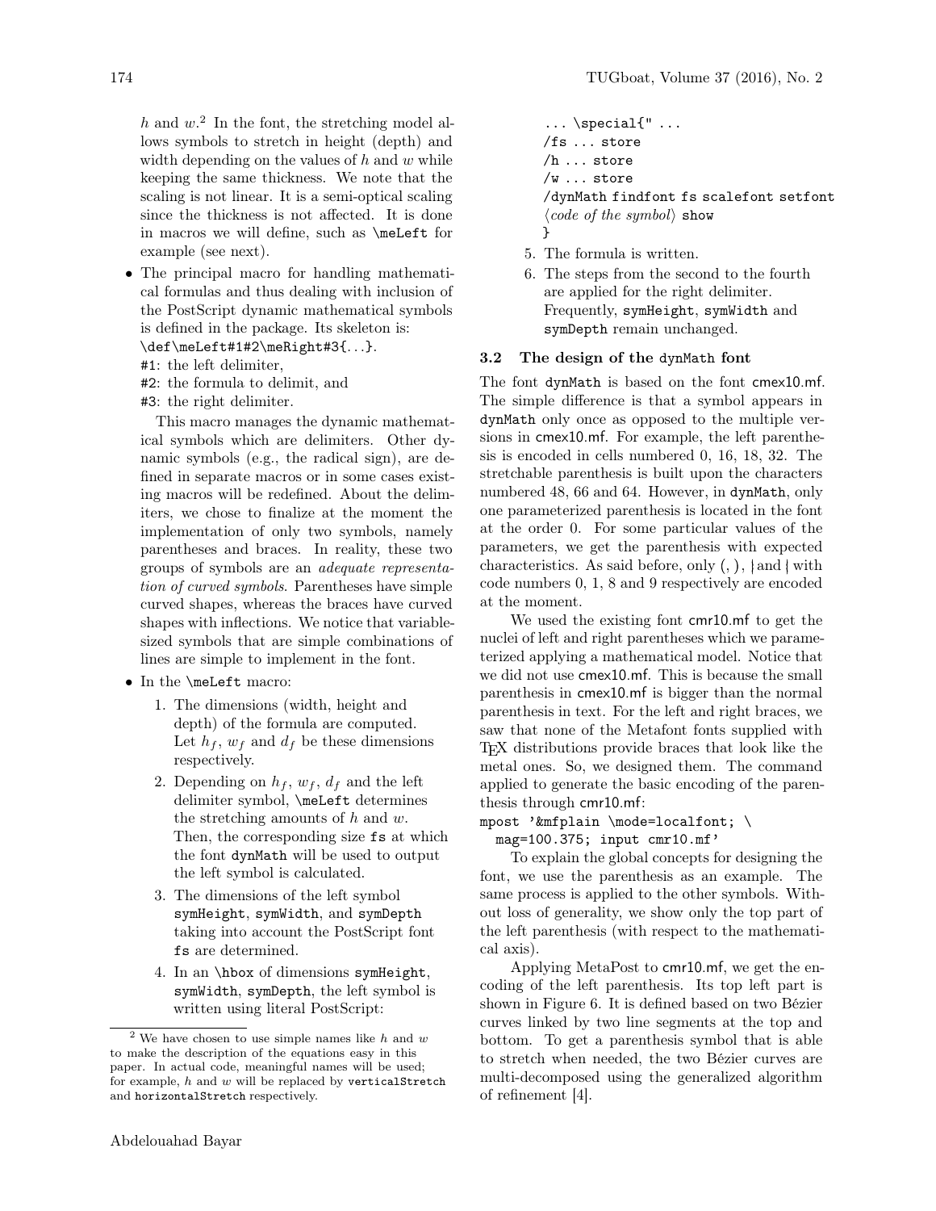$h$ and $w$.[2] In the font, the stretching model allows symbols to stretch in height (depth) and width depending on the values of $h$ and $w$ while keeping the same thickness. We note that the scaling is not linear. It is a semi-optical scaling since the thickness is not affected. It is done in macros we will define, such as `\meLeft` for example (see next).

- The principal macro for handling mathematical formulas and thus dealing with inclusion of the PostScript dynamic mathematical symbols is defined in the package. Its skeleton is: `\def\meLeft#1#2\meRight#3{...}`.
  `#1`: the left delimiter,
  `#2`: the formula to delimit, and
  `#3`: the right delimiter.

  This macro manages the dynamic mathematical symbols which are delimiters. Other dynamic symbols (e.g., the radical sign), are defined in separate macros or in some cases existing macros will be redefined. About the delimiters, we chose to finalize at the moment the implementation of only two symbols, namely parentheses and braces. In reality, these two groups of symbols are an *adequate representation of curved symbols*. Parentheses have simple curved shapes, whereas the braces have curved shapes with inflections. We notice that variable-sized symbols that are simple combinations of lines are simple to implement in the font.

- In the `\meLeft` macro:
  1. The dimensions (width, height and depth) of the formula are computed. Let $h_f$, $w_f$ and $d_f$ be these dimensions respectively.
  2. Depending on $h_f$, $w_f$, $d_f$ and the left delimiter symbol, `\meLeft` determines the stretching amounts of $h$ and $w$. Then, the corresponding size `fs` at which the font `dynMath` will be used to output the left symbol is calculated.
  3. The dimensions of the left symbol `symHeight`, `symWidth`, and `symDepth` taking into account the PostScript font `fs` are determined.
  4. In an `\hbox` of dimensions `symHeight`, `symWidth`, `symDepth`, the left symbol is written using literal PostScript:

     ```
     ... \special{" ...
     /fs ... store
     /h ... store
     /w ... store
     /dynMath findfont fs scalefont setfont
     ⟨code of the symbol⟩ show
     }
     ```
  5. The formula is written.
  6. The steps from the second to the fourth are applied for the right delimiter. Frequently, `symHeight`, `symWidth` and `symDepth` remain unchanged.

### 3.2 The design of the dynMath font

The font dynMath is based on the font cmex10.mf. The simple difference is that a symbol appears in dynMath only once as opposed to the multiple versions in cmex10.mf. For example, the left parenthesis is encoded in cells numbered 0, 16, 18, 32. The stretchable parenthesis is built upon the characters numbered 48, 66 and 64. However, in dynMath, only one parameterized parenthesis is located in the font at the order 0. For some particular values of the parameters, we get the parenthesis with expected characteristics. As said before, only (, ), { and } with code numbers 0, 1, 8 and 9 respectively are encoded at the moment.

We used the existing font cmr10.mf to get the nuclei of left and right parentheses which we parameterized applying a mathematical model. Notice that we did not use cmex10.mf. This is because the small parenthesis in cmex10.mf is bigger than the normal parenthesis in text. For the left and right braces, we saw that none of the Metafont fonts supplied with TEX distributions provide braces that look like the metal ones. So, we designed them. The command applied to generate the basic encoding of the parenthesis through cmr10.mf:

```
mpost '&mfplain \mode=localfont; \
  mag=100.375; input cmr10.mf'
```

To explain the global concepts for designing the font, we use the parenthesis as an example. The same process is applied to the other symbols. Without loss of generality, we show only the top part of the left parenthesis (with respect to the mathematical axis).

Applying MetaPost to cmr10.mf, we get the encoding of the left parenthesis. Its top left part is shown in Figure 6. It is defined based on two Bézier curves linked by two line segments at the top and bottom. To get a parenthesis symbol that is able to stretch when needed, the two Bézier curves are multi-decomposed using the generalized algorithm of refinement [4].

[2] We have chosen to use simple names like $h$ and $w$ to make the description of the equations easy in this paper. In actual code, meaningful names will be used; for example, $h$ and $w$ will be replaced by `verticalStretch` and `horizontalStretch` respectively.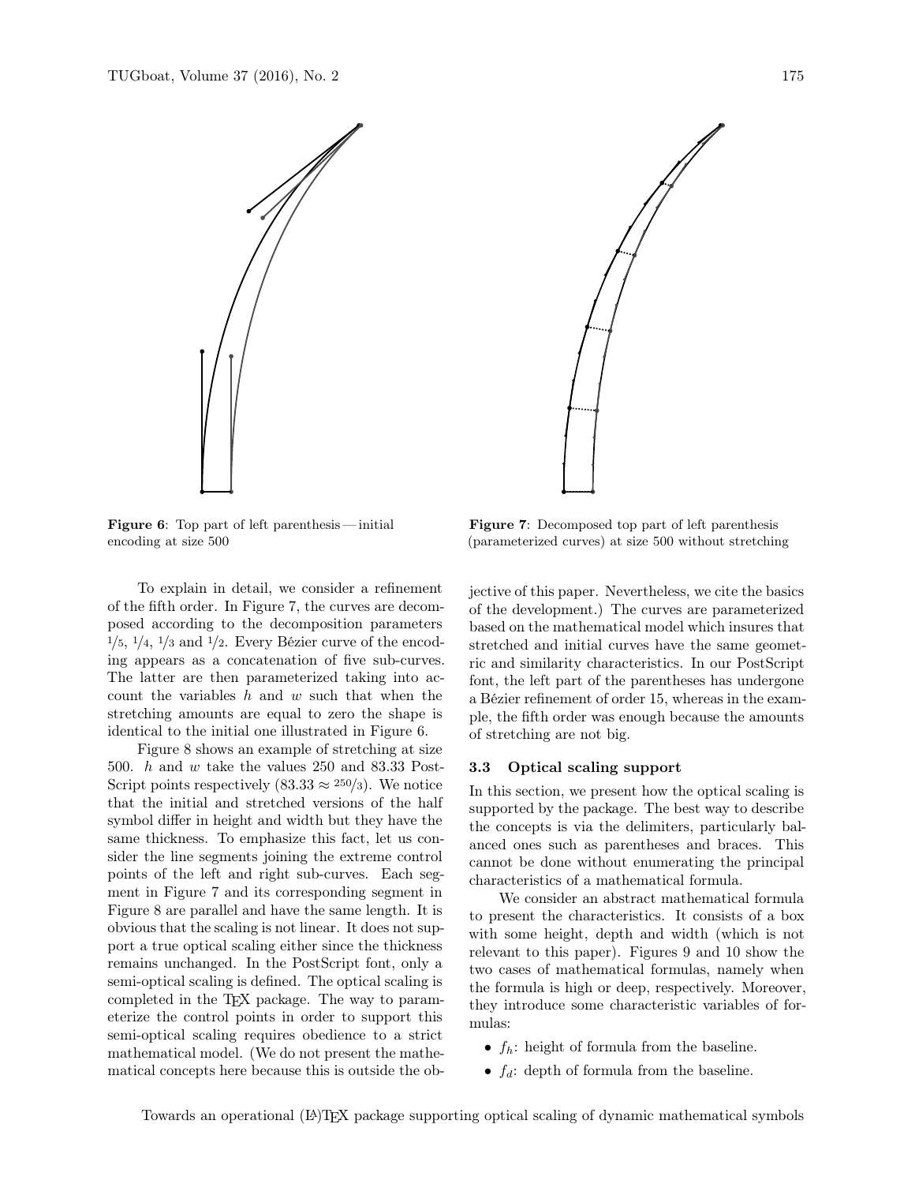**Figure 6**: Top part of left parenthesis — initial encoding at size 500

**Figure 7**: Decomposed top part of left parenthesis (parameterized curves) at size 500 without stretching

To explain in detail, we consider a refinement of the fifth order. In Figure 7, the curves are decomposed according to the decomposition parameters $1/5$, $1/4$, $1/3$ and $1/2$. Every Bézier curve of the encoding appears as a concatenation of five sub-curves. The latter are then parameterized taking into account the variables $h$ and $w$ such that when the stretching amounts are equal to zero the shape is identical to the initial one illustrated in Figure 6.

Figure 8 shows an example of stretching at size 500. $h$ and $w$ take the values 250 and 83.33 PostScript points respectively ($83.33 \approx 250/3$). We notice that the initial and stretched versions of the half symbol differ in height and width but they have the same thickness. To emphasize this fact, let us consider the line segments joining the extreme control points of the left and right sub-curves. Each segment in Figure 7 and its corresponding segment in Figure 8 are parallel and have the same length. It is obvious that the scaling is not linear. It does not support a true optical scaling either since the thickness remains unchanged. In the PostScript font, only a semi-optical scaling is defined. The optical scaling is completed in the TEX package. The way to parameterize the control points in order to support this semi-optical scaling requires obedience to a strict mathematical model. (We do not present the mathematical concepts here because this is outside the objective of this paper. Nevertheless, we cite the basics of the development.) The curves are parameterized based on the mathematical model which insures that stretched and initial curves have the same geometric and similarity characteristics. In our PostScript font, the left part of the parentheses has undergone a Bézier refinement of order 15, whereas in the example, the fifth order was enough because the amounts of stretching are not big.

### 3.3 Optical scaling support

In this section, we present how the optical scaling is supported by the package. The best way to describe the concepts is via the delimiters, particularly balanced ones such as parentheses and braces. This cannot be done without enumerating the principal characteristics of a mathematical formula.

We consider an abstract mathematical formula to present the characteristics. It consists of a box with some height, depth and width (which is not relevant to this paper). Figures 9 and 10 show the two cases of mathematical formulas, namely when the formula is high or deep, respectively. Moreover, they introduce some characteristic variables of formulas:

- $f_h$: height of formula from the baseline.
- $f_d$: depth of formula from the baseline.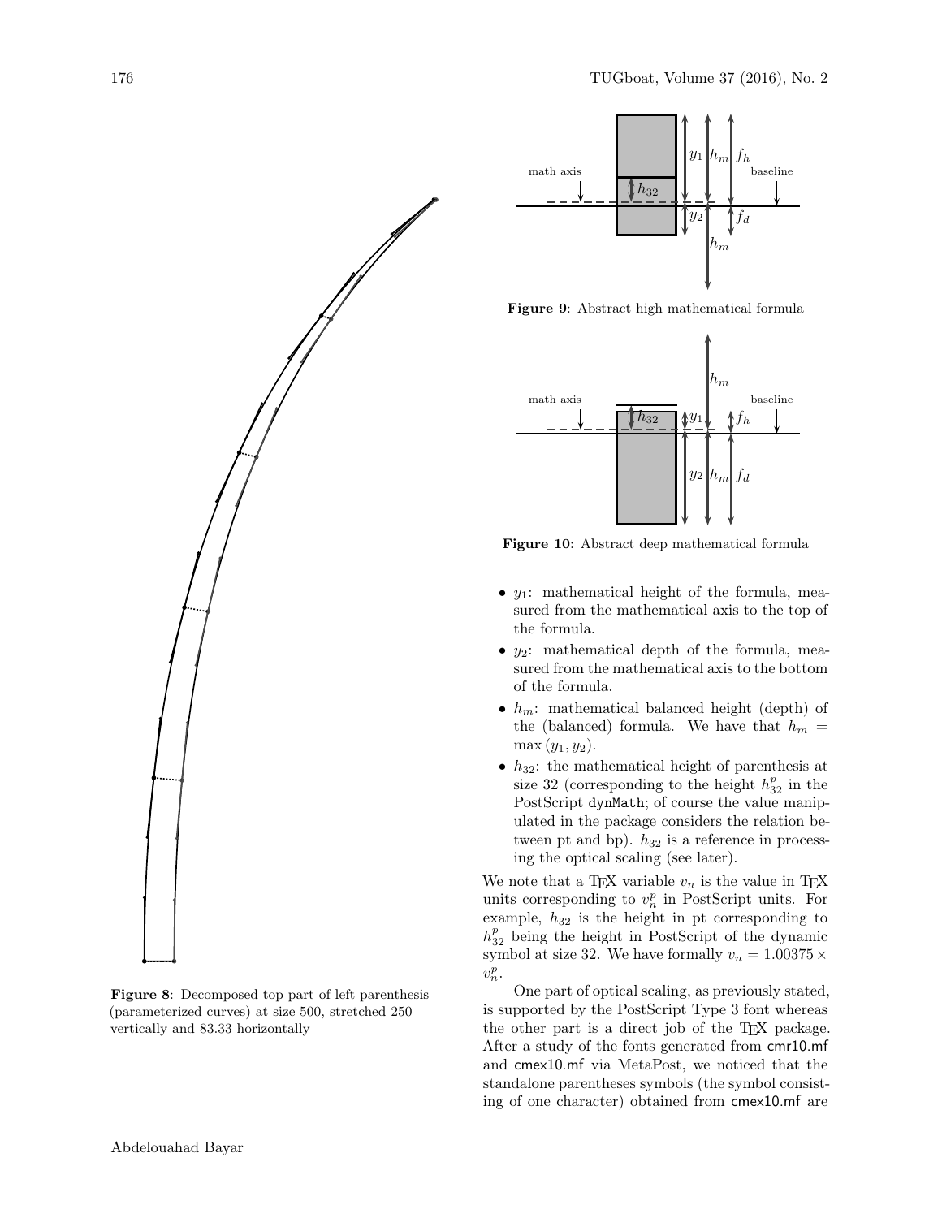**Figure 8**: Decomposed top part of left parenthesis (parameterized curves) at size 500, stretched 250 vertically and 83.33 horizontally

**Figure 9**: Abstract high mathematical formula

**Figure 10**: Abstract deep mathematical formula

- $y_1$: mathematical height of the formula, measured from the mathematical axis to the top of the formula.
- $y_2$: mathematical depth of the formula, measured from the mathematical axis to the bottom of the formula.
- $h_m$: mathematical balanced height (depth) of the (balanced) formula. We have that $h_m = \max(y_1, y_2)$.
- $h_{32}$: the mathematical height of parenthesis at size 32 (corresponding to the height $h_{32}^p$ in the PostScript dynMath; of course the value manipulated in the package considers the relation between pt and bp). $h_{32}$ is a reference in processing the optical scaling (see later).

We note that a TEX variable $v_n$ is the value in TEX units corresponding to $v_n^p$ in PostScript units. For example, $h_{32}$ is the height in pt corresponding to $h_{32}^p$ being the height in PostScript of the dynamic symbol at size 32. We have formally $v_n = 1.00375 \times v_n^p$.

One part of optical scaling, as previously stated, is supported by the PostScript Type 3 font whereas the other part is a direct job of the TEX package. After a study of the fonts generated from cmr10.mf and cmex10.mf via MetaPost, we noticed that the standalone parentheses symbols (the symbol consisting of one character) obtained from cmex10.mf are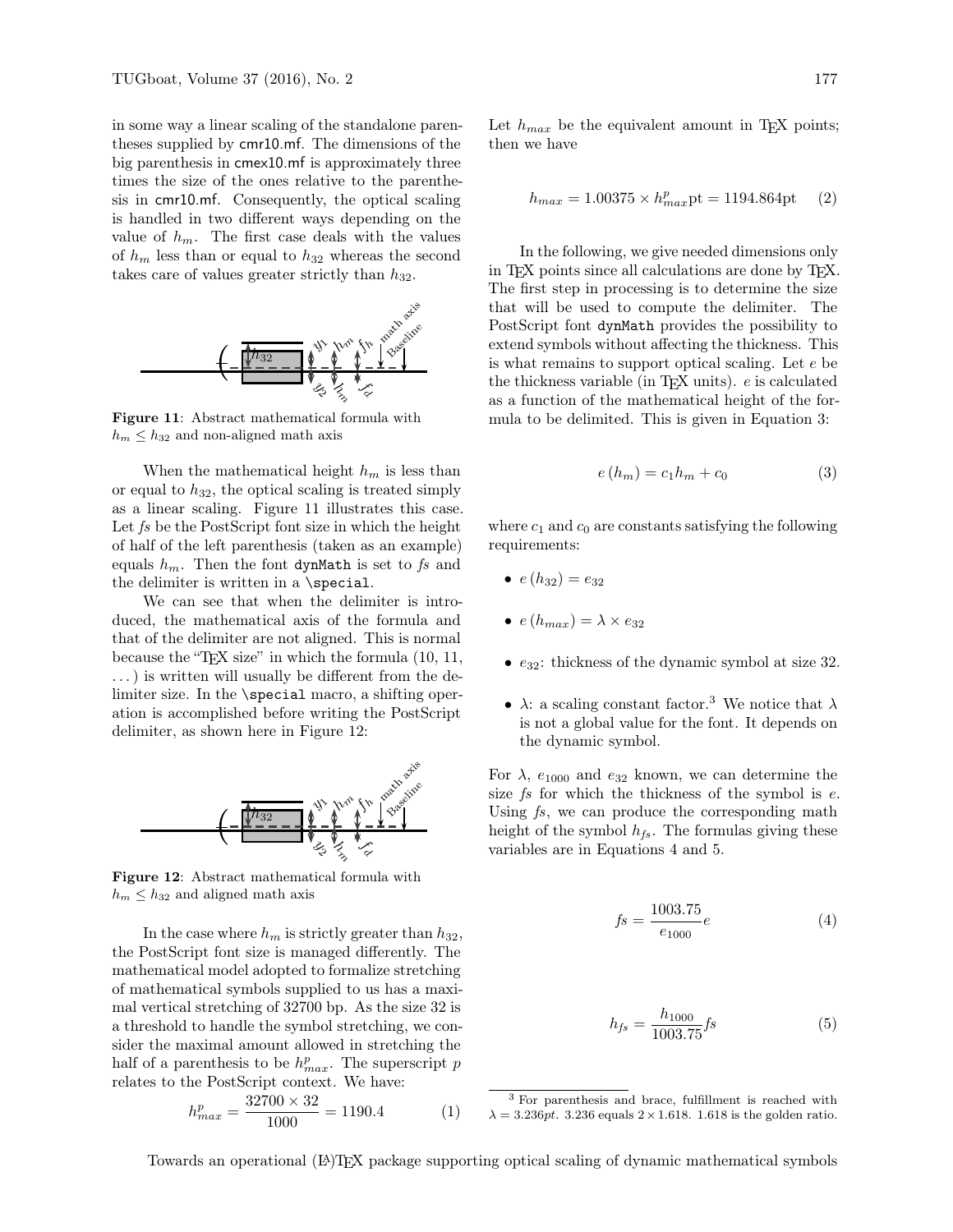in some way a linear scaling of the standalone parentheses supplied by cmr10.mf. The dimensions of the big parenthesis in cmex10.mf is approximately three times the size of the ones relative to the parenthesis in cmr10.mf. Consequently, the optical scaling is handled in two different ways depending on the value of $h_m$. The first case deals with the values of $h_m$ less than or equal to $h_{32}$ whereas the second takes care of values greater strictly than $h_{32}$.

**Figure 11**: Abstract mathematical formula with $h_m \leq h_{32}$ and non-aligned math axis

When the mathematical height $h_m$ is less than or equal to $h_{32}$, the optical scaling is treated simply as a linear scaling. Figure 11 illustrates this case. Let *fs* be the PostScript font size in which the height of half of the left parenthesis (taken as an example) equals $h_m$. Then the font dynMath is set to *fs* and the delimiter is written in a \special.

We can see that when the delimiter is introduced, the mathematical axis of the formula and that of the delimiter are not aligned. This is normal because the "TEX size" in which the formula (10, 11, ...) is written will usually be different from the delimiter size. In the \special macro, a shifting operation is accomplished before writing the PostScript delimiter, as shown here in Figure 12:

**Figure 12**: Abstract mathematical formula with $h_m \leq h_{32}$ and aligned math axis

In the case where $h_m$ is strictly greater than $h_{32}$, the PostScript font size is managed differently. The mathematical model adopted to formalize stretching of mathematical symbols supplied to us has a maximal vertical stretching of 32700 bp. As the size 32 is a threshold to handle the symbol stretching, we consider the maximal amount allowed in stretching the half of a parenthesis to be $h^p_{max}$. The superscript $p$ relates to the PostScript context. We have:

$$h^p_{max} = \frac{32700 \times 32}{1000} = 1190.4 \qquad (1)$$

Let $h_{max}$ be the equivalent amount in TEX points; then we have

$$h_{max} = 1.00375 \times h^p_{max}\text{pt} = 1194.864\text{pt} \qquad (2)$$

In the following, we give needed dimensions only in TEX points since all calculations are done by TEX. The first step in processing is to determine the size that will be used to compute the delimiter. The PostScript font dynMath provides the possibility to extend symbols without affecting the thickness. This is what remains to support optical scaling. Let $e$ be the thickness variable (in TEX units). $e$ is calculated as a function of the mathematical height of the formula to be delimited. This is given in Equation 3:

$$e\left(h_m\right) = c_1 h_m + c_0 \qquad (3)$$

where $c_1$ and $c_0$ are constants satisfying the following requirements:

- $e\left(h_{32}\right) = e_{32}$
- $e\left(h_{max}\right) = \lambda \times e_{32}$
- $e_{32}$: thickness of the dynamic symbol at size 32.
- $\lambda$: a scaling constant factor.[3] We notice that $\lambda$ is not a global value for the font. It depends on the dynamic symbol.

For $\lambda$, $e_{1000}$ and $e_{32}$ known, we can determine the size *fs* for which the thickness of the symbol is $e$. Using *fs*, we can produce the corresponding math height of the symbol $h_{fs}$. The formulas giving these variables are in Equations 4 and 5.

$$fs = \frac{1003.75}{e_{1000}} e \qquad (4)$$

$$h_{fs} = \frac{h_{1000}}{1003.75} fs \qquad (5)$$

[3] For parenthesis and brace, fulfillment is reached with $\lambda = 3.236pt$. 3.236 equals $2 \times 1.618$. 1.618 is the golden ratio.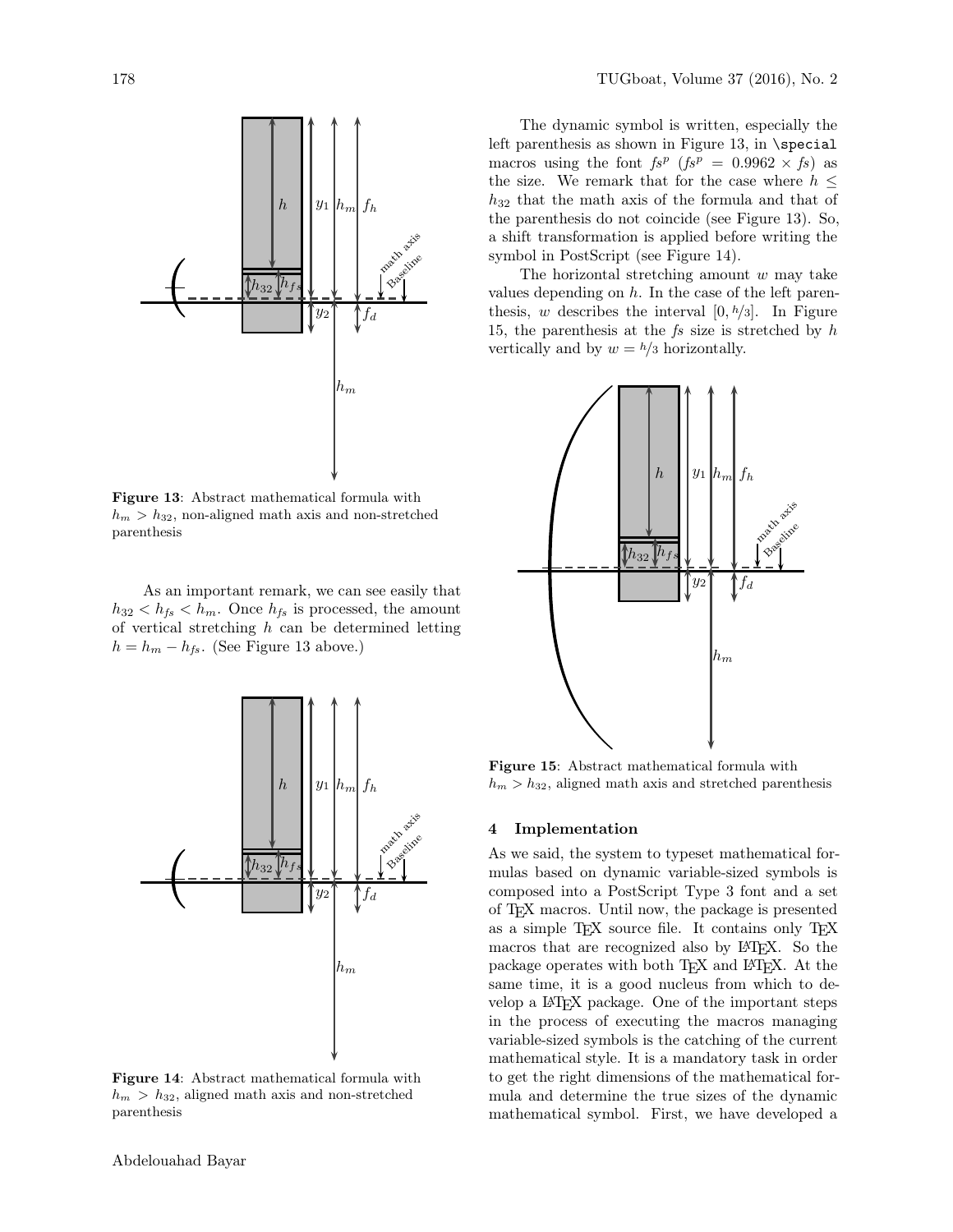**Figure 13**: Abstract mathematical formula with $h_m > h_{32}$, non-aligned math axis and non-stretched parenthesis

As an important remark, we can see easily that $h_{32} < h_{fs} < h_m$. Once $h_{fs}$ is processed, the amount of vertical stretching $h$ can be determined letting $h = h_m - h_{fs}$. (See Figure 13 above.)

**Figure 14**: Abstract mathematical formula with $h_m > h_{32}$, aligned math axis and non-stretched parenthesis

The dynamic symbol is written, especially the left parenthesis as shown in Figure 13, in `\special` macros using the font $fs^p$ ($fs^p = 0.9962 \times fs$) as the size. We remark that for the case where $h \leq h_{32}$ that the math axis of the formula and that of the parenthesis do not coincide (see Figure 13). So, a shift transformation is applied before writing the symbol in PostScript (see Figure 14).

The horizontal stretching amount $w$ may take values depending on $h$. In the case of the left parenthesis, $w$ describes the interval $[0, h/3]$. In Figure 15, the parenthesis at the $fs$ size is stretched by $h$ vertically and by $w = h/3$ horizontally.

**Figure 15**: Abstract mathematical formula with $h_m > h_{32}$, aligned math axis and stretched parenthesis

## 4 Implementation

As we said, the system to typeset mathematical formulas based on dynamic variable-sized symbols is composed into a PostScript Type 3 font and a set of TEX macros. Until now, the package is presented as a simple TEX source file. It contains only TEX macros that are recognized also by LATEX. So the package operates with both TEX and LATEX. At the same time, it is a good nucleus from which to develop a LATEX package. One of the important steps in the process of executing the macros managing variable-sized symbols is the catching of the current mathematical style. It is a mandatory task in order to get the right dimensions of the mathematical formula and determine the true sizes of the dynamic mathematical symbol. First, we have developed a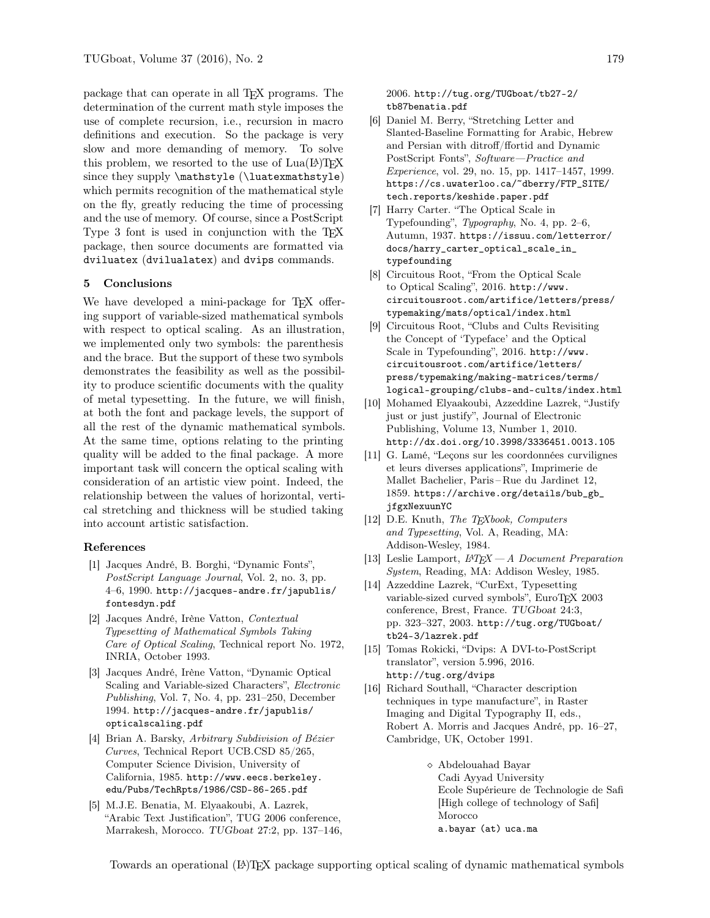package that can operate in all TEX programs. The determination of the current math style imposes the use of complete recursion, i.e., recursion in macro definitions and execution. So the package is very slow and more demanding of memory. To solve this problem, we resorted to the use of Lua(LA)TEX since they supply `\mathstyle` (`\luatexmathstyle`) which permits recognition of the mathematical style on the fly, greatly reducing the time of processing and the use of memory. Of course, since a PostScript Type 3 font is used in conjunction with the TEX package, then source documents are formatted via `dviluatex` (`dvilualatex`) and `dvips` commands.

## 5 Conclusions

We have developed a mini-package for TEX offering support of variable-sized mathematical symbols with respect to optical scaling. As an illustration, we implemented only two symbols: the parenthesis and the brace. But the support of these two symbols demonstrates the feasibility as well as the possibility to produce scientific documents with the quality of metal typesetting. In the future, we will finish, at both the font and package levels, the support of all the rest of the dynamic mathematical symbols. At the same time, options relating to the printing quality will be added to the final package. A more important task will concern the optical scaling with consideration of an artistic view point. Indeed, the relationship between the values of horizontal, vertical stretching and thickness will be studied taking into account artistic satisfaction.

### References

[1] Jacques André, B. Borghi, "Dynamic Fonts", *PostScript Language Journal*, Vol. 2, no. 3, pp. 4–6, 1990. `http://jacques-andre.fr/japublis/fontesdyn.pdf`

[2] Jacques André, Irène Vatton, *Contextual Typesetting of Mathematical Symbols Taking Care of Optical Scaling*, Technical report No. 1972, INRIA, October 1993.

[3] Jacques André, Irène Vatton, "Dynamic Optical Scaling and Variable-sized Characters", *Electronic Publishing*, Vol. 7, No. 4, pp. 231–250, December 1994. `http://jacques-andre.fr/japublis/opticalscaling.pdf`

[4] Brian A. Barsky, *Arbitrary Subdivision of Bézier Curves*, Technical Report UCB.CSD 85/265, Computer Science Division, University of California, 1985. `http://www.eecs.berkeley.edu/Pubs/TechRpts/1986/CSD-86-265.pdf`

[5] M.J.E. Benatia, M. Elyaakoubi, A. Lazrek, "Arabic Text Justification", TUG 2006 conference, Marrakesh, Morocco. *TUGboat* 27:2, pp. 137–146, 2006. `http://tug.org/TUGboat/tb27-2/tb87benatia.pdf`

[6] Daniel M. Berry, "Stretching Letter and Slanted-Baseline Formatting for Arabic, Hebrew and Persian with ditroff/ffortid and Dynamic PostScript Fonts", *Software—Practice and Experience*, vol. 29, no. 15, pp. 1417–1457, 1999. `https://cs.uwaterloo.ca/~dberry/FTP_SITE/tech.reports/keshide.paper.pdf`

[7] Harry Carter. "The Optical Scale in Typefounding", *Typography*, No. 4, pp. 2–6, Autumn, 1937. `https://issuu.com/letterror/docs/harry_carter_optical_scale_in_typefounding`

[8] Circuitous Root, "From the Optical Scale to Optical Scaling", 2016. `http://www.circuitousroot.com/artifice/letters/press/typemaking/mats/optical/index.html`

[9] Circuitous Root, "Clubs and Cults Revisiting the Concept of 'Typeface' and the Optical Scale in Typefounding", 2016. `http://www.circuitousroot.com/artifice/letters/press/typemaking/making-matrices/terms/logical-grouping/clubs-and-cults/index.html`

[10] Mohamed Elyaakoubi, Azzeddine Lazrek, "Justify just or just justify", Journal of Electronic Publishing, Volume 13, Number 1, 2010. `http://dx.doi.org/10.3998/3336451.0013.105`

[11] G. Lamé, "Leçons sur les coordonnées curvilignes et leurs diverses applications", Imprimerie de Mallet Bachelier, Paris – Rue du Jardinet 12, 1859. `https://archive.org/details/bub_gb_jfgxNexuunYC`

[12] D.E. Knuth, *The TEXbook, Computers and Typesetting*, Vol. A, Reading, MA: Addison-Wesley, 1984.

[13] Leslie Lamport, *LATEX — A Document Preparation System*, Reading, MA: Addison Wesley, 1985.

[14] Azzeddine Lazrek, "CurExt, Typesetting variable-sized curved symbols", EuroTEX 2003 conference, Brest, France. *TUGboat* 24:3, pp. 323–327, 2003. `http://tug.org/TUGboat/tb24-3/lazrek.pdf`

[15] Tomas Rokicki, "Dvips: A DVI-to-PostScript translator", version 5.996, 2016. `http://tug.org/dvips`

[16] Richard Southall, "Character description techniques in type manufacture", in Raster Imaging and Digital Typography II, eds., Robert A. Morris and Jacques André, pp. 16–27, Cambridge, UK, October 1991.

◇ Abdelouahad Bayar
Cadi Ayyad University
Ecole Supérieure de Technologie de Safi
[High college of technology of Safi]
Morocco
`a.bayar (at) uca.ma`